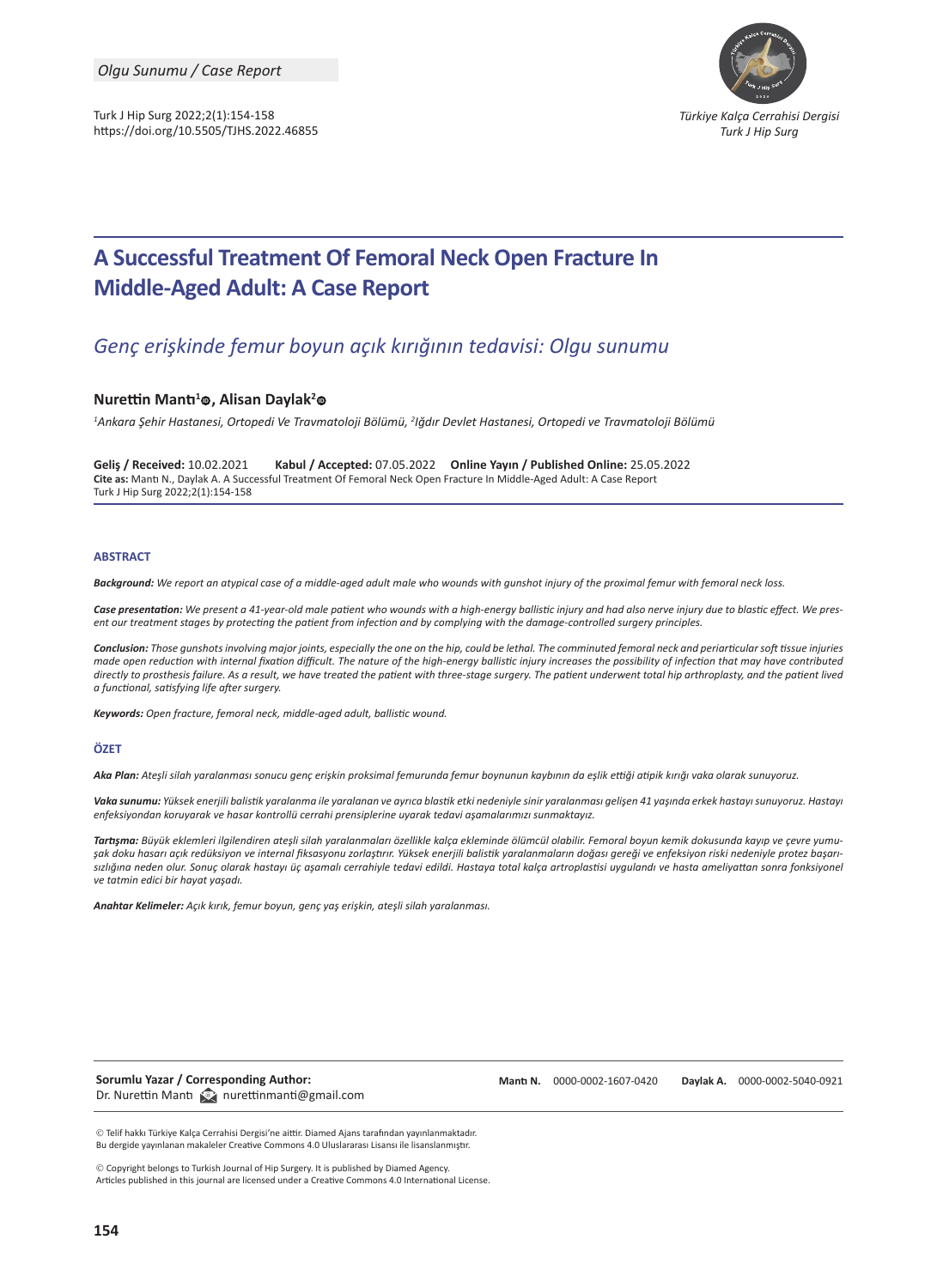Olgu Sunumu / Case Report

Turk J Hip Surg 2022;2(1):154-158
https://doi.org/10.5505/TJHS.2022.46855

Türkiye Kalça Cerrahisi Dergisi
Turk J Hip Surg

# A Successful Treatment Of Femoral Neck Open Fracture In Middle-Aged Adult: A Case Report

## *Genç erişkinde femur boyun açık kırığının tedavisi: Olgu sunumu*

**Nurettin Mantı[1], Alisan Daylak[2]**

*[1]Ankara Şehir Hastanesi, Ortopedi Ve Travmatoloji Bölümü, [2]Iğdır Devlet Hastanesi, Ortopedi ve Travmatoloji Bölümü*

**Geliş / Received:** 10.02.2021 **Kabul / Accepted:** 07.05.2022 **Online Yayın / Published Online:** 25.05.2022
**Cite as:** Mantı N., Daylak A. A Successful Treatment Of Femoral Neck Open Fracture In Middle-Aged Adult: A Case Report
Turk J Hip Surg 2022;2(1):154-158

### ABSTRACT

***Background:*** *We report an atypical case of a middle-aged adult male who wounds with gunshot injury of the proximal femur with femoral neck loss.*

***Case presentation:*** *We present a 41-year-old male patient who wounds with a high-energy ballistic injury and had also nerve injury due to blastic effect. We present our treatment stages by protecting the patient from infection and by complying with the damage-controlled surgery principles.*

***Conclusion:*** *Those gunshots involving major joints, especially the one on the hip, could be lethal. The comminuted femoral neck and periarticular soft tissue injuries made open reduction with internal fixation difficult. The nature of the high-energy ballistic injury increases the possibility of infection that may have contributed directly to prosthesis failure. As a result, we have treated the patient with three-stage surgery. The patient underwent total hip arthroplasty, and the patient lived a functional, satisfying life after surgery.*

***Keywords:*** *Open fracture, femoral neck, middle-aged adult, ballistic wound.*

### ÖZET

***Aka Plan:*** *Ateşli silah yaralanması sonucu genç erişkin proksimal femurunda femur boynunun kaybının da eşlik ettiği atipik kırığı vaka olarak sunuyoruz.*

***Vaka sunumu:*** *Yüksek enerjili balistik yaralanma ile yaralanan ve ayrıca blastik etki nedeniyle sinir yaralanması gelişen 41 yaşında erkek hastayı sunuyoruz. Hastayı enfeksiyondan koruyarak ve hasar kontrollü cerrahi prensiplerine uyarak tedavi aşamalarımızı sunmaktayız.*

***Tartışma:*** *Büyük eklemleri ilgilendiren ateşli silah yaralanmaları özellikle kalça ekleminde ölümcül olabilir. Femoral boyun kemik dokusunda kayıp ve çevre yumuşak doku hasarı açık redüksiyon ve internal fiksasyonu zorlaştırır. Yüksek enerjili balistik yaralanmaların doğası gereği ve enfeksiyon riski nedeniyle protez başarısızlığına neden olur. Sonuç olarak hastayı üç aşamalı cerrahiyle tedavi edildi. Hastaya total kalça artroplastisi uygulandı ve hasta ameliyattan sonra fonksiyonel ve tatmin edici bir hayat yaşadı.*

***Anahtar Kelimeler:*** *Açık kırık, femur boyun, genç yaş erişkin, ateşli silah yaralanması.*

**Sorumlu Yazar / Corresponding Author:**
Dr. Nurettin Mantı nurettinmanti@gmail.com

**Mantı N.** 0000-0002-1607-0420 **Daylak A.** 0000-0002-5040-0921

© Telif hakkı Türkiye Kalça Cerrahisi Dergisi'ne aittir. Diamed Ajans tarafından yayınlanmaktadır.
Bu dergide yayınlanan makaleler Creative Commons 4.0 Uluslararası Lisansı ile lisanslanmıştır.

© Copyright belongs to Turkish Journal of Hip Surgery. It is published by Diamed Agency.
Articles published in this journal are licensed under a Creative Commons 4.0 International License.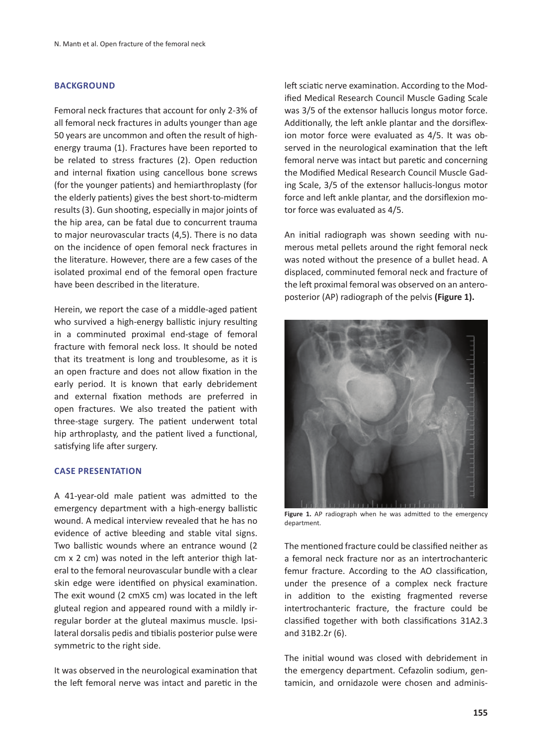## BACKGROUND

Femoral neck fractures that account for only 2-3% of all femoral neck fractures in adults younger than age 50 years are uncommon and often the result of high-energy trauma (1). Fractures have been reported to be related to stress fractures (2). Open reduction and internal fixation using cancellous bone screws (for the younger patients) and hemiarthroplasty (for the elderly patients) gives the best short-to-midterm results (3). Gun shooting, especially in major joints of the hip area, can be fatal due to concurrent trauma to major neurovascular tracts (4,5). There is no data on the incidence of open femoral neck fractures in the literature. However, there are a few cases of the isolated proximal end of the femoral open fracture have been described in the literature.

Herein, we report the case of a middle-aged patient who survived a high-energy ballistic injury resulting in a comminuted proximal end-stage of femoral fracture with femoral neck loss. It should be noted that its treatment is long and troublesome, as it is an open fracture and does not allow fixation in the early period. It is known that early debridement and external fixation methods are preferred in open fractures. We also treated the patient with three-stage surgery. The patient underwent total hip arthroplasty, and the patient lived a functional, satisfying life after surgery.

## CASE PRESENTATION

A 41-year-old male patient was admitted to the emergency department with a high-energy ballistic wound. A medical interview revealed that he has no evidence of active bleeding and stable vital signs. Two ballistic wounds where an entrance wound (2 cm x 2 cm) was noted in the left anterior thigh lateral to the femoral neurovascular bundle with a clear skin edge were identified on physical examination. The exit wound (2 cmX5 cm) was located in the left gluteal region and appeared round with a mildly irregular border at the gluteal maximus muscle. Ipsilateral dorsalis pedis and tibialis posterior pulse were symmetric to the right side.

It was observed in the neurological examination that the left femoral nerve was intact and paretic in the left sciatic nerve examination. According to the Modified Medical Research Council Muscle Gading Scale was 3/5 of the extensor hallucis longus motor force. Additionally, the left ankle plantar and the dorsiflexion motor force were evaluated as 4/5. It was observed in the neurological examination that the left femoral nerve was intact but paretic and concerning the Modified Medical Research Council Muscle Gading Scale, 3/5 of the extensor hallucis-longus motor force and left ankle plantar, and the dorsiflexion motor force was evaluated as 4/5.

An initial radiograph was shown seeding with numerous metal pellets around the right femoral neck was noted without the presence of a bullet head. A displaced, comminuted femoral neck and fracture of the left proximal femoral was observed on an anteroposterior (AP) radiograph of the pelvis **(Figure 1).**

**Figure 1.** AP radiograph when he was admitted to the emergency department.

The mentioned fracture could be classified neither as a femoral neck fracture nor as an intertrochanteric femur fracture. According to the AO classification, under the presence of a complex neck fracture in addition to the existing fragmented reverse intertrochanteric fracture, the fracture could be classified together with both classifications 31A2.3 and 31B2.2r (6).

The initial wound was closed with debridement in the emergency department. Cefazolin sodium, gentamicin, and ornidazole were chosen and adminis-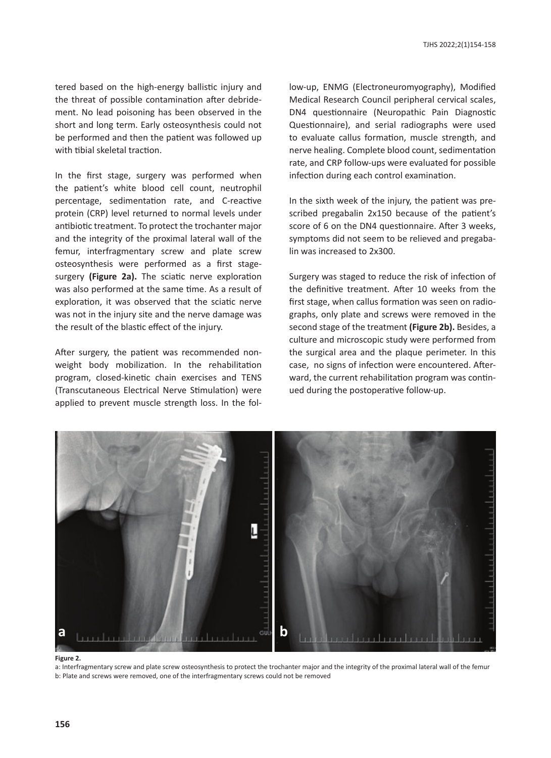tered based on the high-energy ballistic injury and the threat of possible contamination after debridement. No lead poisoning has been observed in the short and long term. Early osteosynthesis could not be performed and then the patient was followed up with tibial skeletal traction.

In the first stage, surgery was performed when the patient's white blood cell count, neutrophil percentage, sedimentation rate, and C-reactive protein (CRP) level returned to normal levels under antibiotic treatment. To protect the trochanter major and the integrity of the proximal lateral wall of the femur, interfragmentary screw and plate screw osteosynthesis were performed as a first stage-surgery **(Figure 2a).** The sciatic nerve exploration was also performed at the same time. As a result of exploration, it was observed that the sciatic nerve was not in the injury site and the nerve damage was the result of the blastic effect of the injury.

After surgery, the patient was recommended non-weight body mobilization. In the rehabilitation program, closed-kinetic chain exercises and TENS (Transcutaneous Electrical Nerve Stimulation) were applied to prevent muscle strength loss. In the follow-up, ENMG (Electroneuromyography), Modified Medical Research Council peripheral cervical scales, DN4 questionnaire (Neuropathic Pain Diagnostic Questionnaire), and serial radiographs were used to evaluate callus formation, muscle strength, and nerve healing. Complete blood count, sedimentation rate, and CRP follow-ups were evaluated for possible infection during each control examination.

In the sixth week of the injury, the patient was prescribed pregabalin 2x150 because of the patient's score of 6 on the DN4 questionnaire. After 3 weeks, symptoms did not seem to be relieved and pregabalin was increased to 2x300.

Surgery was staged to reduce the risk of infection of the definitive treatment. After 10 weeks from the first stage, when callus formation was seen on radiographs, only plate and screws were removed in the second stage of the treatment **(Figure 2b).** Besides, a culture and microscopic study were performed from the surgical area and the plaque perimeter. In this case, no signs of infection were encountered. Afterward, the current rehabilitation program was continued during the postoperative follow-up.

**Figure 2.**

a: Interfragmentary screw and plate screw osteosynthesis to protect the trochanter major and the integrity of the proximal lateral wall of the femur
b: Plate and screws were removed, one of the interfragmentary screws could not be removed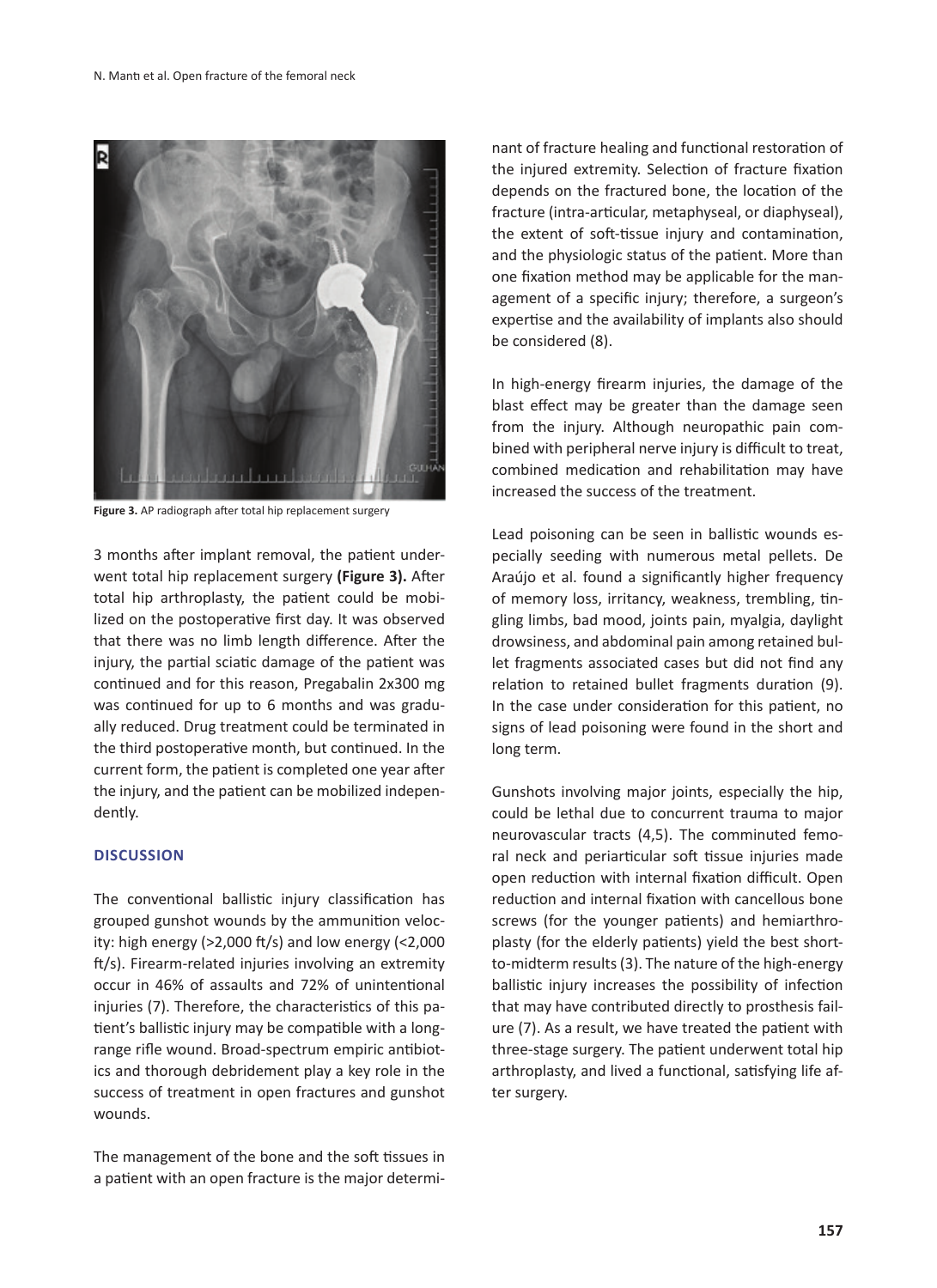Figure 3. AP radiograph after total hip replacement surgery

3 months after implant removal, the patient underwent total hip replacement surgery **(Figure 3).** After total hip arthroplasty, the patient could be mobilized on the postoperative first day. It was observed that there was no limb length difference. After the injury, the partial sciatic damage of the patient was continued and for this reason, Pregabalin 2x300 mg was continued for up to 6 months and was gradually reduced. Drug treatment could be terminated in the third postoperative month, but continued. In the current form, the patient is completed one year after the injury, and the patient can be mobilized independently.

## DISCUSSION

The conventional ballistic injury classification has grouped gunshot wounds by the ammunition velocity: high energy (>2,000 ft/s) and low energy (<2,000 ft/s). Firearm-related injuries involving an extremity occur in 46% of assaults and 72% of unintentional injuries (7). Therefore, the characteristics of this patient's ballistic injury may be compatible with a long-range rifle wound. Broad-spectrum empiric antibiotics and thorough debridement play a key role in the success of treatment in open fractures and gunshot wounds.

The management of the bone and the soft tissues in a patient with an open fracture is the major determinant of fracture healing and functional restoration of the injured extremity. Selection of fracture fixation depends on the fractured bone, the location of the fracture (intra-articular, metaphyseal, or diaphyseal), the extent of soft-tissue injury and contamination, and the physiologic status of the patient. More than one fixation method may be applicable for the management of a specific injury; therefore, a surgeon's expertise and the availability of implants also should be considered (8).

In high-energy firearm injuries, the damage of the blast effect may be greater than the damage seen from the injury. Although neuropathic pain combined with peripheral nerve injury is difficult to treat, combined medication and rehabilitation may have increased the success of the treatment.

Lead poisoning can be seen in ballistic wounds especially seeding with numerous metal pellets. De Araújo et al. found a significantly higher frequency of memory loss, irritancy, weakness, trembling, tingling limbs, bad mood, joints pain, myalgia, daylight drowsiness, and abdominal pain among retained bullet fragments associated cases but did not find any relation to retained bullet fragments duration (9). In the case under consideration for this patient, no signs of lead poisoning were found in the short and long term.

Gunshots involving major joints, especially the hip, could be lethal due to concurrent trauma to major neurovascular tracts (4,5). The comminuted femoral neck and periarticular soft tissue injuries made open reduction with internal fixation difficult. Open reduction and internal fixation with cancellous bone screws (for the younger patients) and hemiarthroplasty (for the elderly patients) yield the best short-to-midterm results (3). The nature of the high-energy ballistic injury increases the possibility of infection that may have contributed directly to prosthesis failure (7). As a result, we have treated the patient with three-stage surgery. The patient underwent total hip arthroplasty, and lived a functional, satisfying life after surgery.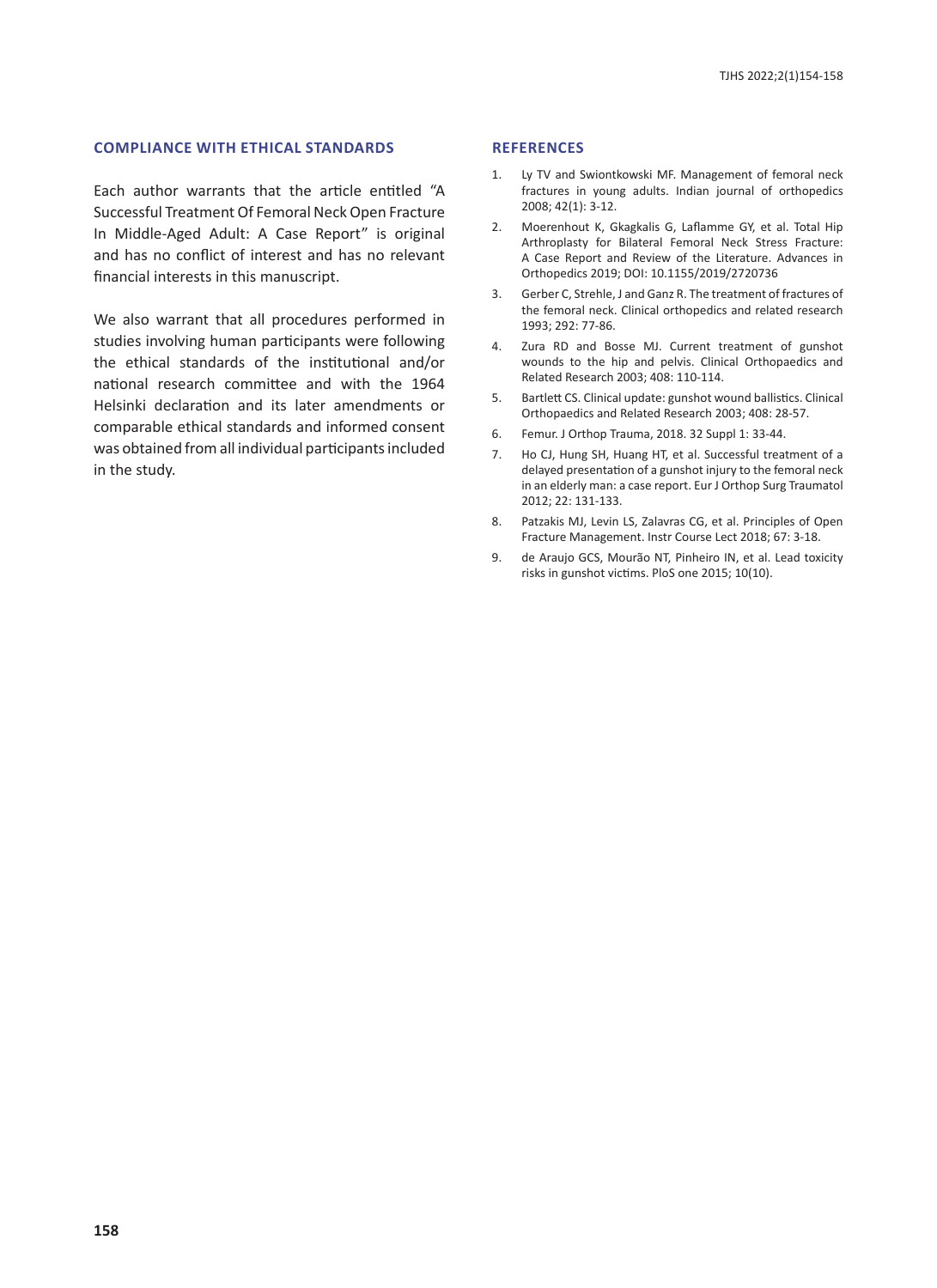## COMPLIANCE WITH ETHICAL STANDARDS

Each author warrants that the article entitled "A Successful Treatment Of Femoral Neck Open Fracture In Middle-Aged Adult: A Case Report" is original and has no conflict of interest and has no relevant financial interests in this manuscript.

We also warrant that all procedures performed in studies involving human participants were following the ethical standards of the institutional and/or national research committee and with the 1964 Helsinki declaration and its later amendments or comparable ethical standards and informed consent was obtained from all individual participants included in the study.

## REFERENCES

1. Ly TV and Swiontkowski MF. Management of femoral neck fractures in young adults. Indian journal of orthopedics 2008; 42(1): 3-12.
2. Moerenhout K, Gkagkalis G, Laflamme GY, et al. Total Hip Arthroplasty for Bilateral Femoral Neck Stress Fracture: A Case Report and Review of the Literature. Advances in Orthopedics 2019; DOI: 10.1155/2019/2720736
3. Gerber C, Strehle, J and Ganz R. The treatment of fractures of the femoral neck. Clinical orthopedics and related research 1993; 292: 77-86.
4. Zura RD and Bosse MJ. Current treatment of gunshot wounds to the hip and pelvis. Clinical Orthopaedics and Related Research 2003; 408: 110-114.
5. Bartlett CS. Clinical update: gunshot wound ballistics. Clinical Orthopaedics and Related Research 2003; 408: 28-57.
6. Femur. J Orthop Trauma, 2018. 32 Suppl 1: 33-44.
7. Ho CJ, Hung SH, Huang HT, et al. Successful treatment of a delayed presentation of a gunshot injury to the femoral neck in an elderly man: a case report. Eur J Orthop Surg Traumatol 2012; 22: 131-133.
8. Patzakis MJ, Levin LS, Zalavras CG, et al. Principles of Open Fracture Management. Instr Course Lect 2018; 67: 3-18.
9. de Araujo GCS, Mourão NT, Pinheiro IN, et al. Lead toxicity risks in gunshot victims. PloS one 2015; 10(10).